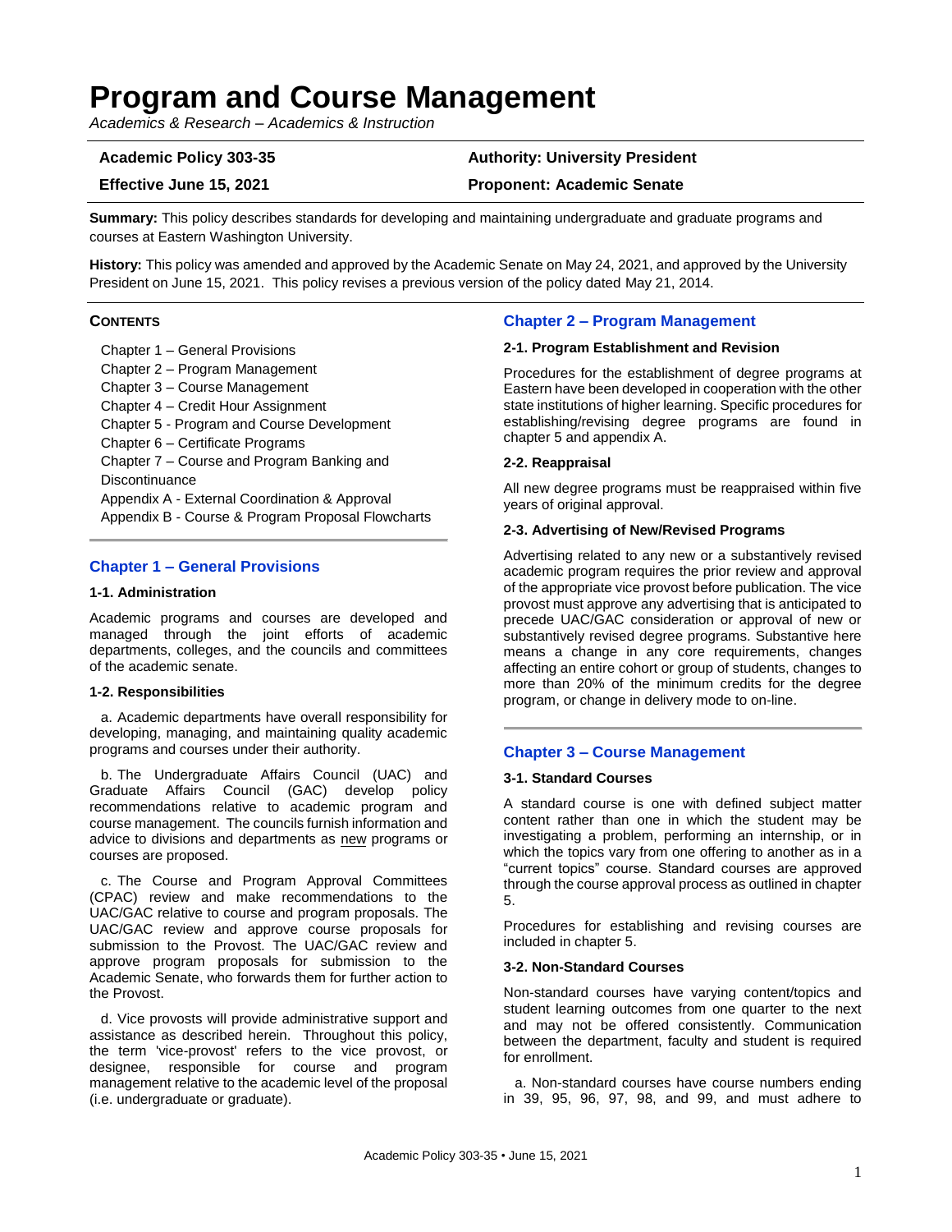# Program and Course Management

*Academics & Research – Academics & Instruction*

| **Academic Policy 303-35** | **Authority: University President** |
|---|---|
| **Effective June 15, 2021** | **Proponent: Academic Senate** |

**Summary:** This policy describes standards for developing and maintaining undergraduate and graduate programs and courses at Eastern Washington University.

**History:** This policy was amended and approved by the Academic Senate on May 24, 2021, and approved by the University President on June 15, 2021. This policy revises a previous version of the policy dated May 21, 2014.

**CONTENTS**

- Chapter 1 – General Provisions
- Chapter 2 – Program Management
- Chapter 3 – Course Management
- Chapter 4 – Credit Hour Assignment
- Chapter 5 - Program and Course Development
- Chapter 6 – Certificate Programs
- Chapter 7 – Course and Program Banking and Discontinuance
- Appendix A - External Coordination & Approval
- Appendix B - Course & Program Proposal Flowcharts

## Chapter 1 – General Provisions

### 1-1. Administration

Academic programs and courses are developed and managed through the joint efforts of academic departments, colleges, and the councils and committees of the academic senate.

### 1-2. Responsibilities

a. Academic departments have overall responsibility for developing, managing, and maintaining quality academic programs and courses under their authority.

b. The Undergraduate Affairs Council (UAC) and Graduate Affairs Council (GAC) develop policy recommendations relative to academic program and course management. The councils furnish information and advice to divisions and departments as new programs or courses are proposed.

c. The Course and Program Approval Committees (CPAC) review and make recommendations to the UAC/GAC relative to course and program proposals. The UAC/GAC review and approve course proposals for submission to the Provost. The UAC/GAC review and approve program proposals for submission to the Academic Senate, who forwards them for further action to the Provost.

d. Vice provosts will provide administrative support and assistance as described herein. Throughout this policy, the term 'vice-provost' refers to the vice provost, or designee, responsible for course and program management relative to the academic level of the proposal (i.e. undergraduate or graduate).

## Chapter 2 – Program Management

### 2-1. Program Establishment and Revision

Procedures for the establishment of degree programs at Eastern have been developed in cooperation with the other state institutions of higher learning. Specific procedures for establishing/revising degree programs are found in chapter 5 and appendix A.

### 2-2. Reappraisal

All new degree programs must be reappraised within five years of original approval.

### 2-3. Advertising of New/Revised Programs

Advertising related to any new or a substantively revised academic program requires the prior review and approval of the appropriate vice provost before publication. The vice provost must approve any advertising that is anticipated to precede UAC/GAC consideration or approval of new or substantively revised degree programs. Substantive here means a change in any core requirements, changes affecting an entire cohort or group of students, changes to more than 20% of the minimum credits for the degree program, or change in delivery mode to on-line.

## Chapter 3 – Course Management

### 3-1. Standard Courses

A standard course is one with defined subject matter content rather than one in which the student may be investigating a problem, performing an internship, or in which the topics vary from one offering to another as in a "current topics" course. Standard courses are approved through the course approval process as outlined in chapter 5.

Procedures for establishing and revising courses are included in chapter 5.

### 3-2. Non-Standard Courses

Non-standard courses have varying content/topics and student learning outcomes from one quarter to the next and may not be offered consistently. Communication between the department, faculty and student is required for enrollment.

a. Non-standard courses have course numbers ending in 39, 95, 96, 97, 98, and 99, and must adhere to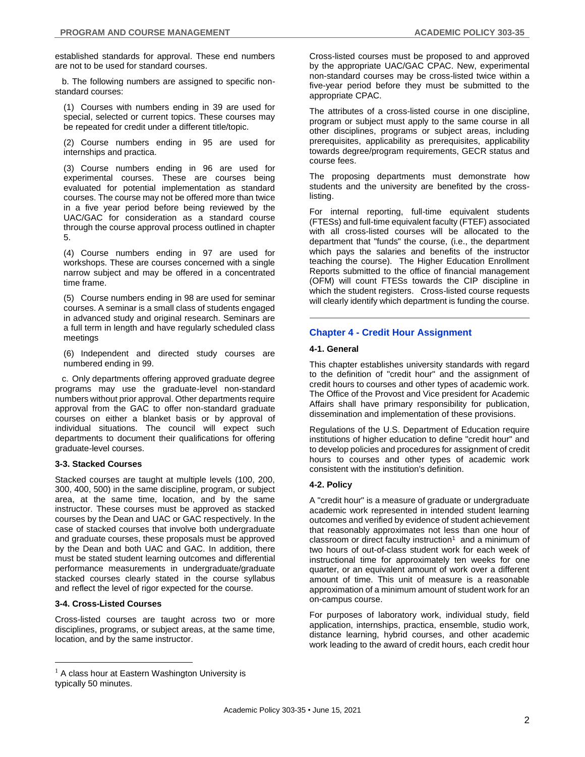established standards for approval. These end numbers are not to be used for standard courses.

b. The following numbers are assigned to specific non-standard courses:

(1) Courses with numbers ending in 39 are used for special, selected or current topics. These courses may be repeated for credit under a different title/topic.

(2) Course numbers ending in 95 are used for internships and practica.

(3) Course numbers ending in 96 are used for experimental courses. These are courses being evaluated for potential implementation as standard courses. The course may not be offered more than twice in a five year period before being reviewed by the UAC/GAC for consideration as a standard course through the course approval process outlined in chapter 5.

(4) Course numbers ending in 97 are used for workshops. These are courses concerned with a single narrow subject and may be offered in a concentrated time frame.

(5) Course numbers ending in 98 are used for seminar courses. A seminar is a small class of students engaged in advanced study and original research. Seminars are a full term in length and have regularly scheduled class meetings

(6) Independent and directed study courses are numbered ending in 99.

c. Only departments offering approved graduate degree programs may use the graduate-level non-standard numbers without prior approval. Other departments require approval from the GAC to offer non-standard graduate courses on either a blanket basis or by approval of individual situations. The council will expect such departments to document their qualifications for offering graduate-level courses.

**3-3. Stacked Courses**

Stacked courses are taught at multiple levels (100, 200, 300, 400, 500) in the same discipline, program, or subject area, at the same time, location, and by the same instructor. These courses must be approved as stacked courses by the Dean and UAC or GAC respectively. In the case of stacked courses that involve both undergraduate and graduate courses, these proposals must be approved by the Dean and both UAC and GAC. In addition, there must be stated student learning outcomes and differential performance measurements in undergraduate/graduate stacked courses clearly stated in the course syllabus and reflect the level of rigor expected for the course.

**3-4. Cross-Listed Courses**

Cross-listed courses are taught across two or more disciplines, programs, or subject areas, at the same time, location, and by the same instructor.

Cross-listed courses must be proposed to and approved by the appropriate UAC/GAC CPAC. New, experimental non-standard courses may be cross-listed twice within a five-year period before they must be submitted to the appropriate CPAC.

The attributes of a cross-listed course in one discipline, program or subject must apply to the same course in all other disciplines, programs or subject areas, including prerequisites, applicability as prerequisites, applicability towards degree/program requirements, GECR status and course fees.

The proposing departments must demonstrate how students and the university are benefited by the cross-listing.

For internal reporting, full-time equivalent students (FTESs) and full-time equivalent faculty (FTEF) associated with all cross-listed courses will be allocated to the department that "funds" the course, (i.e., the department which pays the salaries and benefits of the instructor teaching the course). The Higher Education Enrollment Reports submitted to the office of financial management (OFM) will count FTESs towards the CIP discipline in which the student registers. Cross-listed course requests will clearly identify which department is funding the course.

## Chapter 4 - Credit Hour Assignment

**4-1. General**

This chapter establishes university standards with regard to the definition of "credit hour" and the assignment of credit hours to courses and other types of academic work. The Office of the Provost and Vice president for Academic Affairs shall have primary responsibility for publication, dissemination and implementation of these provisions.

Regulations of the U.S. Department of Education require institutions of higher education to define "credit hour" and to develop policies and procedures for assignment of credit hours to courses and other types of academic work consistent with the institution's definition.

**4-2. Policy**

A "credit hour" is a measure of graduate or undergraduate academic work represented in intended student learning outcomes and verified by evidence of student achievement that reasonably approximates not less than one hour of classroom or direct faculty instruction[1] and a minimum of two hours of out-of-class student work for each week of instructional time for approximately ten weeks for one quarter, or an equivalent amount of work over a different amount of time. This unit of measure is a reasonable approximation of a minimum amount of student work for an on-campus course.

For purposes of laboratory work, individual study, field application, internships, practica, ensemble, studio work, distance learning, hybrid courses, and other academic work leading to the award of credit hours, each credit hour

[1] A class hour at Eastern Washington University is typically 50 minutes.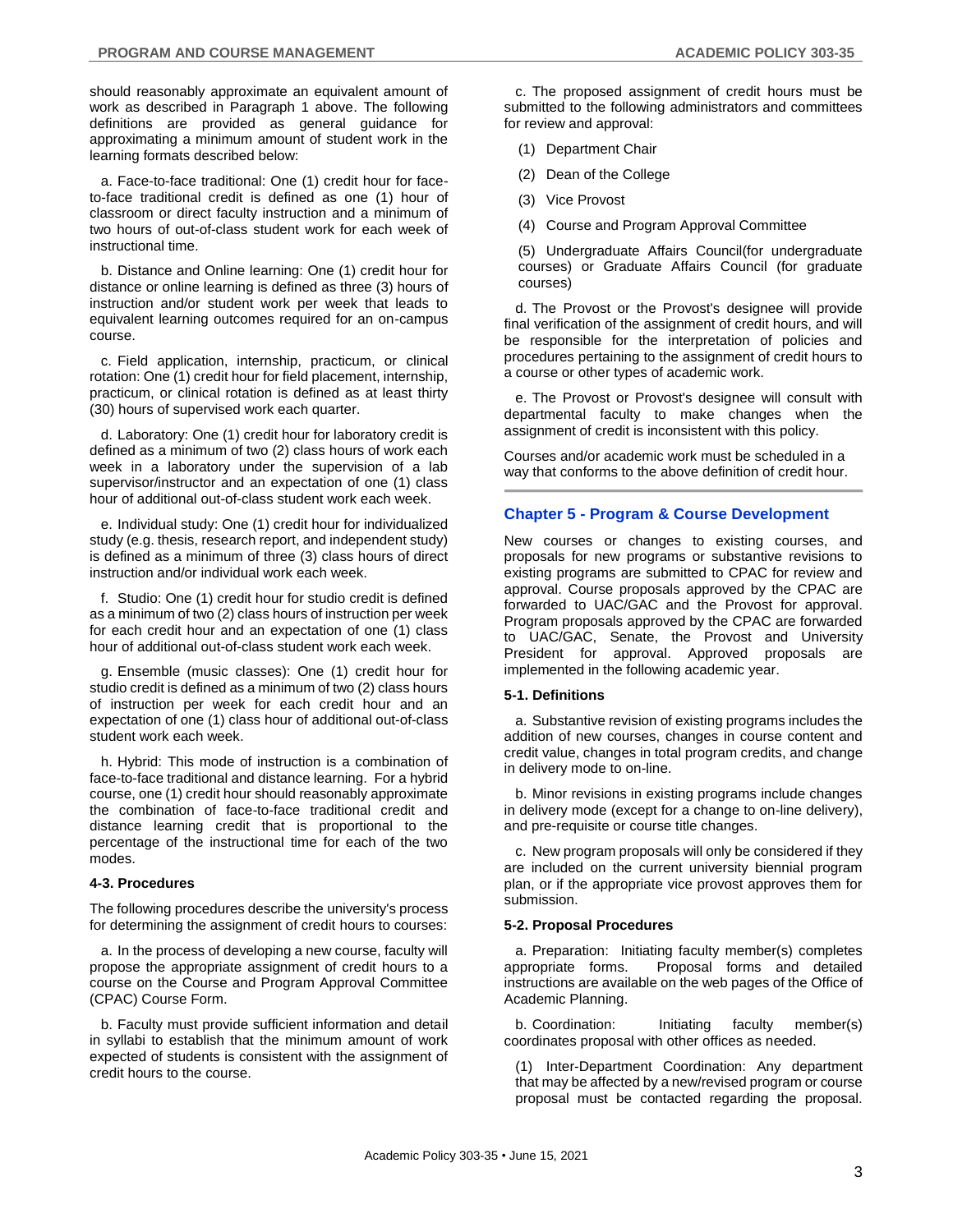should reasonably approximate an equivalent amount of work as described in Paragraph 1 above. The following definitions are provided as general guidance for approximating a minimum amount of student work in the learning formats described below:

a. Face-to-face traditional: One (1) credit hour for face-to-face traditional credit is defined as one (1) hour of classroom or direct faculty instruction and a minimum of two hours of out-of-class student work for each week of instructional time.

b. Distance and Online learning: One (1) credit hour for distance or online learning is defined as three (3) hours of instruction and/or student work per week that leads to equivalent learning outcomes required for an on-campus course.

c. Field application, internship, practicum, or clinical rotation: One (1) credit hour for field placement, internship, practicum, or clinical rotation is defined as at least thirty (30) hours of supervised work each quarter.

d. Laboratory: One (1) credit hour for laboratory credit is defined as a minimum of two (2) class hours of work each week in a laboratory under the supervision of a lab supervisor/instructor and an expectation of one (1) class hour of additional out-of-class student work each week.

e. Individual study: One (1) credit hour for individualized study (e.g. thesis, research report, and independent study) is defined as a minimum of three (3) class hours of direct instruction and/or individual work each week.

f. Studio: One (1) credit hour for studio credit is defined as a minimum of two (2) class hours of instruction per week for each credit hour and an expectation of one (1) class hour of additional out-of-class student work each week.

g. Ensemble (music classes): One (1) credit hour for studio credit is defined as a minimum of two (2) class hours of instruction per week for each credit hour and an expectation of one (1) class hour of additional out-of-class student work each week.

h. Hybrid: This mode of instruction is a combination of face-to-face traditional and distance learning. For a hybrid course, one (1) credit hour should reasonably approximate the combination of face-to-face traditional credit and distance learning credit that is proportional to the percentage of the instructional time for each of the two modes.

#### 4-3. Procedures

The following procedures describe the university's process for determining the assignment of credit hours to courses:

a. In the process of developing a new course, faculty will propose the appropriate assignment of credit hours to a course on the Course and Program Approval Committee (CPAC) Course Form.

b. Faculty must provide sufficient information and detail in syllabi to establish that the minimum amount of work expected of students is consistent with the assignment of credit hours to the course.

c. The proposed assignment of credit hours must be submitted to the following administrators and committees for review and approval:

(1) Department Chair

(2) Dean of the College

(3) Vice Provost

(4) Course and Program Approval Committee

(5) Undergraduate Affairs Council(for undergraduate courses) or Graduate Affairs Council (for graduate courses)

d. The Provost or the Provost's designee will provide final verification of the assignment of credit hours, and will be responsible for the interpretation of policies and procedures pertaining to the assignment of credit hours to a course or other types of academic work.

e. The Provost or Provost's designee will consult with departmental faculty to make changes when the assignment of credit is inconsistent with this policy.

Courses and/or academic work must be scheduled in a way that conforms to the above definition of credit hour.

## Chapter 5 - Program & Course Development

New courses or changes to existing courses, and proposals for new programs or substantive revisions to existing programs are submitted to CPAC for review and approval. Course proposals approved by the CPAC are forwarded to UAC/GAC and the Provost for approval. Program proposals approved by the CPAC are forwarded to UAC/GAC, Senate, the Provost and University President for approval. Approved proposals are implemented in the following academic year.

#### 5-1. Definitions

a. Substantive revision of existing programs includes the addition of new courses, changes in course content and credit value, changes in total program credits, and change in delivery mode to on-line.

b. Minor revisions in existing programs include changes in delivery mode (except for a change to on-line delivery), and pre-requisite or course title changes.

c. New program proposals will only be considered if they are included on the current university biennial program plan, or if the appropriate vice provost approves them for submission.

#### 5-2. Proposal Procedures

a. Preparation: Initiating faculty member(s) completes appropriate forms. Proposal forms and detailed instructions are available on the web pages of the Office of Academic Planning.

b. Coordination: Initiating faculty member(s) coordinates proposal with other offices as needed.

(1) Inter-Department Coordination: Any department that may be affected by a new/revised program or course proposal must be contacted regarding the proposal.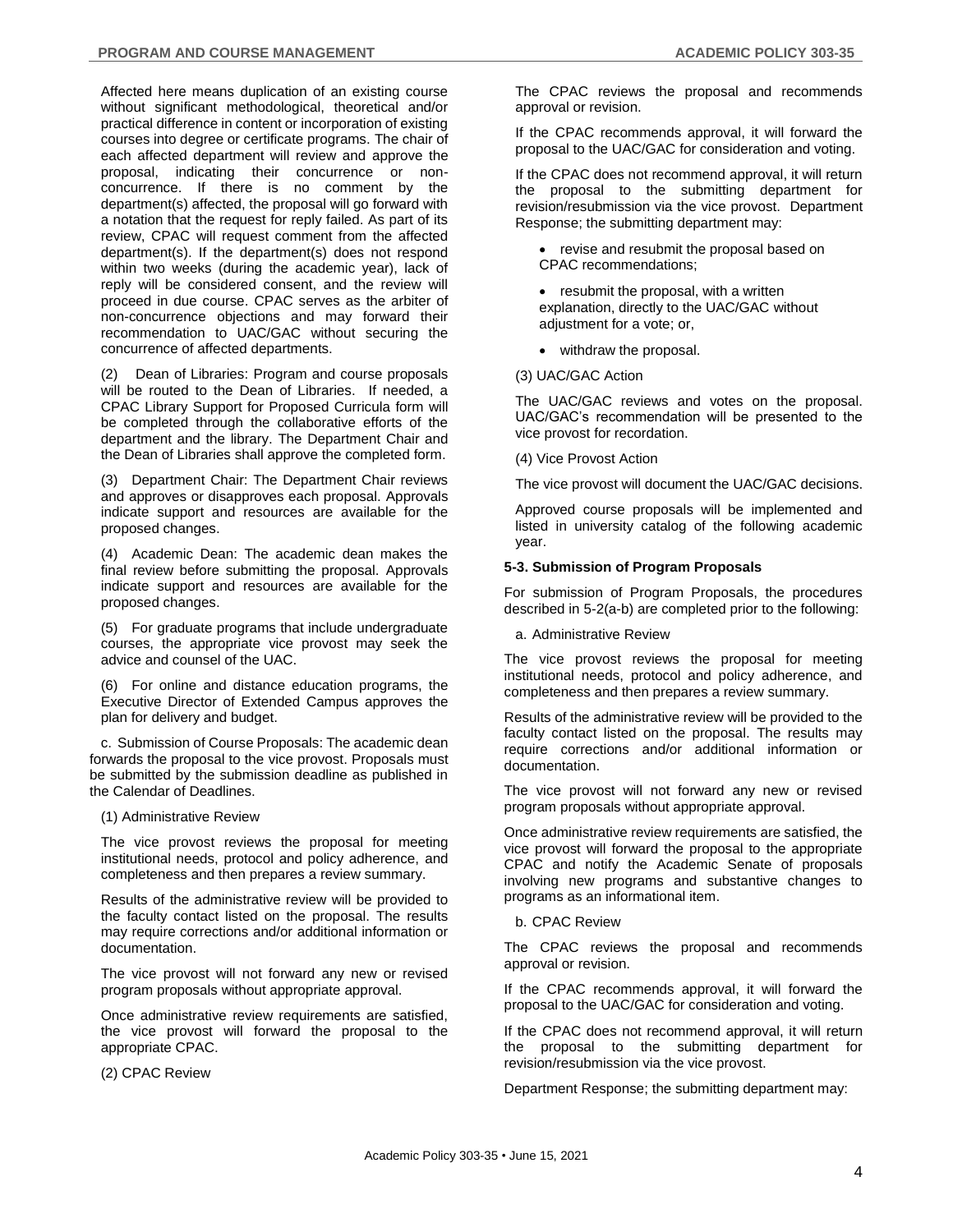Affected here means duplication of an existing course without significant methodological, theoretical and/or practical difference in content or incorporation of existing courses into degree or certificate programs. The chair of each affected department will review and approve the proposal, indicating their concurrence or non-concurrence. If there is no comment by the department(s) affected, the proposal will go forward with a notation that the request for reply failed. As part of its review, CPAC will request comment from the affected department(s). If the department(s) does not respond within two weeks (during the academic year), lack of reply will be considered consent, and the review will proceed in due course. CPAC serves as the arbiter of non-concurrence objections and may forward their recommendation to UAC/GAC without securing the concurrence of affected departments.

(2) Dean of Libraries: Program and course proposals will be routed to the Dean of Libraries. If needed, a CPAC Library Support for Proposed Curricula form will be completed through the collaborative efforts of the department and the library. The Department Chair and the Dean of Libraries shall approve the completed form.

(3) Department Chair: The Department Chair reviews and approves or disapproves each proposal. Approvals indicate support and resources are available for the proposed changes.

(4) Academic Dean: The academic dean makes the final review before submitting the proposal. Approvals indicate support and resources are available for the proposed changes.

(5) For graduate programs that include undergraduate courses, the appropriate vice provost may seek the advice and counsel of the UAC.

(6) For online and distance education programs, the Executive Director of Extended Campus approves the plan for delivery and budget.

c. Submission of Course Proposals: The academic dean forwards the proposal to the vice provost. Proposals must be submitted by the submission deadline as published in the Calendar of Deadlines.

(1) Administrative Review

The vice provost reviews the proposal for meeting institutional needs, protocol and policy adherence, and completeness and then prepares a review summary.

Results of the administrative review will be provided to the faculty contact listed on the proposal. The results may require corrections and/or additional information or documentation.

The vice provost will not forward any new or revised program proposals without appropriate approval.

Once administrative review requirements are satisfied, the vice provost will forward the proposal to the appropriate CPAC.

(2) CPAC Review

The CPAC reviews the proposal and recommends approval or revision.

If the CPAC recommends approval, it will forward the proposal to the UAC/GAC for consideration and voting.

If the CPAC does not recommend approval, it will return the proposal to the submitting department for revision/resubmission via the vice provost. Department Response; the submitting department may:

- revise and resubmit the proposal based on CPAC recommendations;
- resubmit the proposal, with a written explanation, directly to the UAC/GAC without adjustment for a vote; or,
- withdraw the proposal.

(3) UAC/GAC Action

The UAC/GAC reviews and votes on the proposal. UAC/GAC's recommendation will be presented to the vice provost for recordation.

(4) Vice Provost Action

The vice provost will document the UAC/GAC decisions.

Approved course proposals will be implemented and listed in university catalog of the following academic year.

**5-3. Submission of Program Proposals**

For submission of Program Proposals, the procedures described in 5-2(a-b) are completed prior to the following:

a. Administrative Review

The vice provost reviews the proposal for meeting institutional needs, protocol and policy adherence, and completeness and then prepares a review summary.

Results of the administrative review will be provided to the faculty contact listed on the proposal. The results may require corrections and/or additional information or documentation.

The vice provost will not forward any new or revised program proposals without appropriate approval.

Once administrative review requirements are satisfied, the vice provost will forward the proposal to the appropriate CPAC and notify the Academic Senate of proposals involving new programs and substantive changes to programs as an informational item.

b. CPAC Review

The CPAC reviews the proposal and recommends approval or revision.

If the CPAC recommends approval, it will forward the proposal to the UAC/GAC for consideration and voting.

If the CPAC does not recommend approval, it will return the proposal to the submitting department for revision/resubmission via the vice provost.

Department Response; the submitting department may: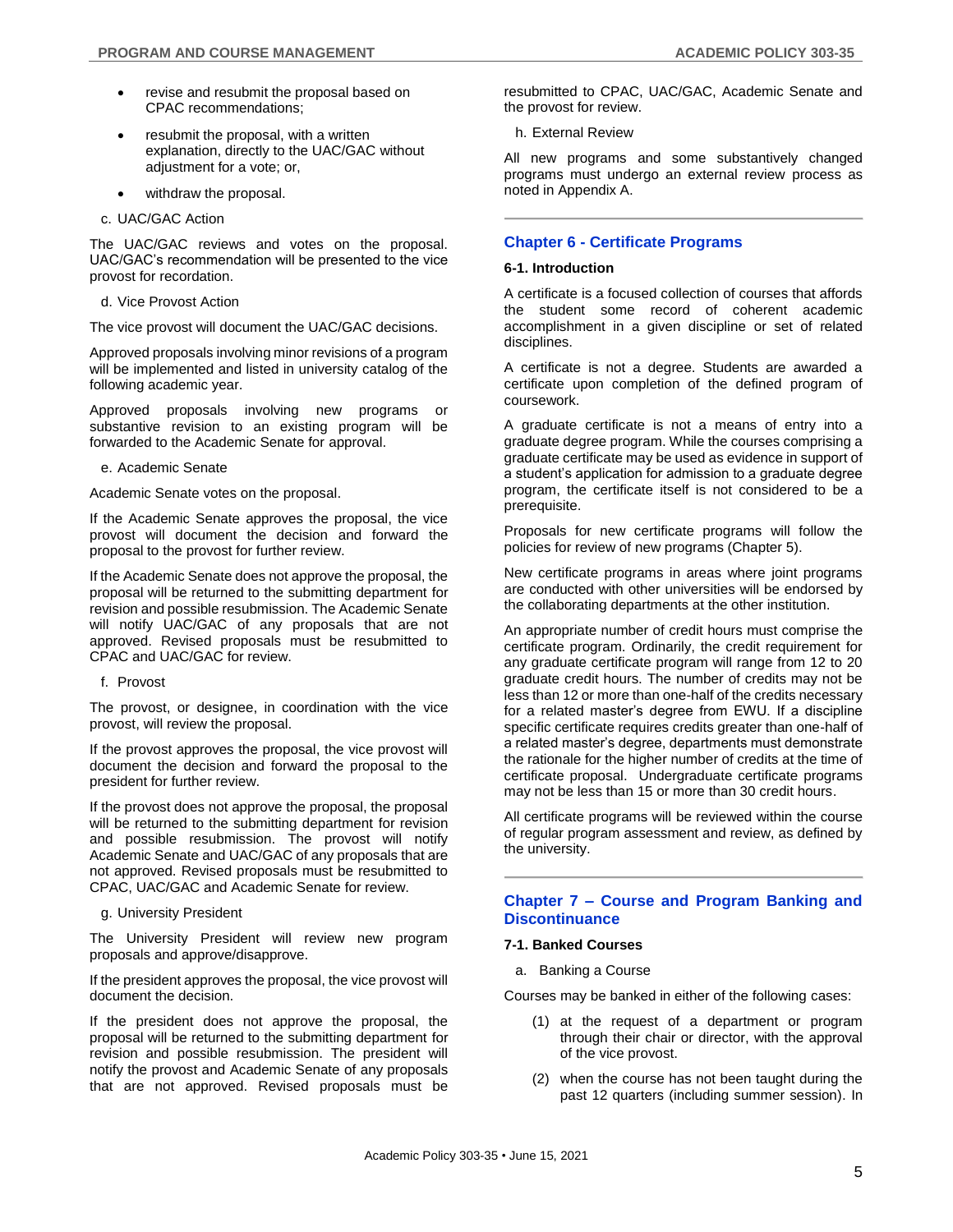- revise and resubmit the proposal based on CPAC recommendations;
- resubmit the proposal, with a written explanation, directly to the UAC/GAC without adjustment for a vote; or,
- withdraw the proposal.

c. UAC/GAC Action

The UAC/GAC reviews and votes on the proposal. UAC/GAC's recommendation will be presented to the vice provost for recordation.

d. Vice Provost Action

The vice provost will document the UAC/GAC decisions.

Approved proposals involving minor revisions of a program will be implemented and listed in university catalog of the following academic year.

Approved proposals involving new programs or substantive revision to an existing program will be forwarded to the Academic Senate for approval.

e. Academic Senate

Academic Senate votes on the proposal.

If the Academic Senate approves the proposal, the vice provost will document the decision and forward the proposal to the provost for further review.

If the Academic Senate does not approve the proposal, the proposal will be returned to the submitting department for revision and possible resubmission. The Academic Senate will notify UAC/GAC of any proposals that are not approved. Revised proposals must be resubmitted to CPAC and UAC/GAC for review.

f. Provost

The provost, or designee, in coordination with the vice provost, will review the proposal.

If the provost approves the proposal, the vice provost will document the decision and forward the proposal to the president for further review.

If the provost does not approve the proposal, the proposal will be returned to the submitting department for revision and possible resubmission. The provost will notify Academic Senate and UAC/GAC of any proposals that are not approved. Revised proposals must be resubmitted to CPAC, UAC/GAC and Academic Senate for review.

g. University President

The University President will review new program proposals and approve/disapprove.

If the president approves the proposal, the vice provost will document the decision.

If the president does not approve the proposal, the proposal will be returned to the submitting department for revision and possible resubmission. The president will notify the provost and Academic Senate of any proposals that are not approved. Revised proposals must be resubmitted to CPAC, UAC/GAC, Academic Senate and the provost for review.

h. External Review

All new programs and some substantively changed programs must undergo an external review process as noted in Appendix A.

## Chapter 6 - Certificate Programs

### 6-1. Introduction

A certificate is a focused collection of courses that affords the student some record of coherent academic accomplishment in a given discipline or set of related disciplines.

A certificate is not a degree. Students are awarded a certificate upon completion of the defined program of coursework.

A graduate certificate is not a means of entry into a graduate degree program. While the courses comprising a graduate certificate may be used as evidence in support of a student's application for admission to a graduate degree program, the certificate itself is not considered to be a prerequisite.

Proposals for new certificate programs will follow the policies for review of new programs (Chapter 5).

New certificate programs in areas where joint programs are conducted with other universities will be endorsed by the collaborating departments at the other institution.

An appropriate number of credit hours must comprise the certificate program. Ordinarily, the credit requirement for any graduate certificate program will range from 12 to 20 graduate credit hours. The number of credits may not be less than 12 or more than one-half of the credits necessary for a related master's degree from EWU. If a discipline specific certificate requires credits greater than one-half of a related master's degree, departments must demonstrate the rationale for the higher number of credits at the time of certificate proposal. Undergraduate certificate programs may not be less than 15 or more than 30 credit hours.

All certificate programs will be reviewed within the course of regular program assessment and review, as defined by the university.

## Chapter 7 – Course and Program Banking and Discontinuance

### 7-1. Banked Courses

a. Banking a Course

Courses may be banked in either of the following cases:

(1) at the request of a department or program through their chair or director, with the approval of the vice provost.

(2) when the course has not been taught during the past 12 quarters (including summer session). In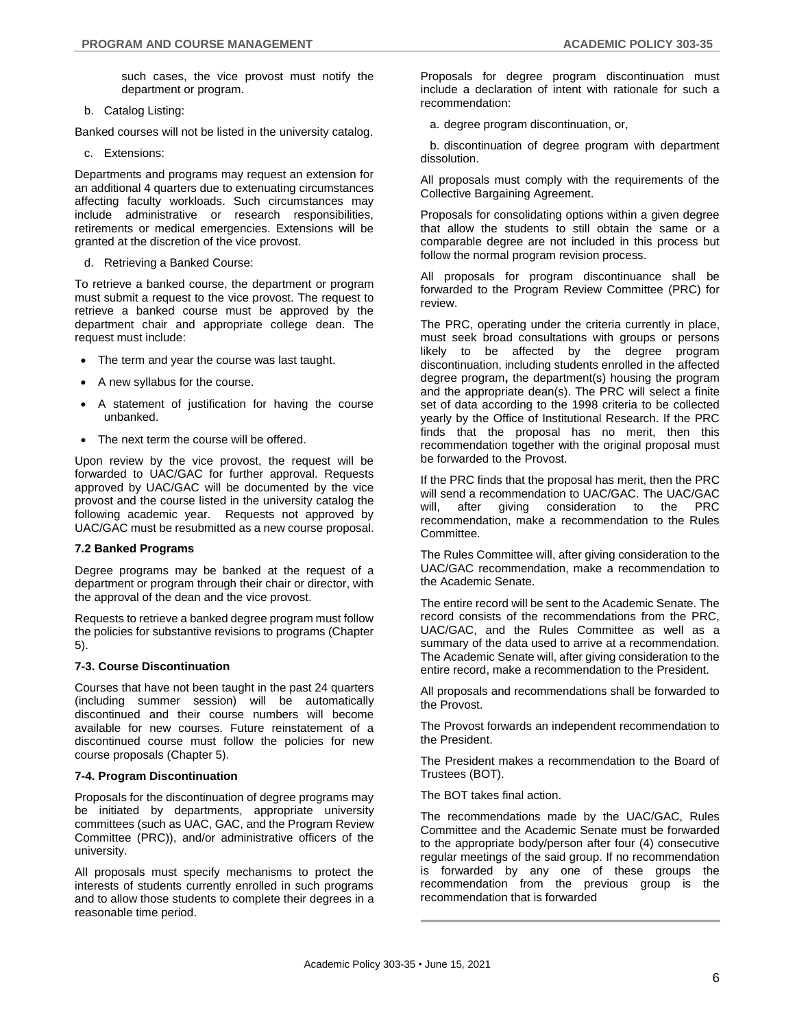such cases, the vice provost must notify the department or program.

b. Catalog Listing:

Banked courses will not be listed in the university catalog.

c. Extensions:

Departments and programs may request an extension for an additional 4 quarters due to extenuating circumstances affecting faculty workloads. Such circumstances may include administrative or research responsibilities, retirements or medical emergencies. Extensions will be granted at the discretion of the vice provost.

d. Retrieving a Banked Course:

To retrieve a banked course, the department or program must submit a request to the vice provost. The request to retrieve a banked course must be approved by the department chair and appropriate college dean. The request must include:

- The term and year the course was last taught.
- A new syllabus for the course.
- A statement of justification for having the course unbanked.
- The next term the course will be offered.

Upon review by the vice provost, the request will be forwarded to UAC/GAC for further approval. Requests approved by UAC/GAC will be documented by the vice provost and the course listed in the university catalog the following academic year. Requests not approved by UAC/GAC must be resubmitted as a new course proposal.

**7.2 Banked Programs**

Degree programs may be banked at the request of a department or program through their chair or director, with the approval of the dean and the vice provost.

Requests to retrieve a banked degree program must follow the policies for substantive revisions to programs (Chapter 5).

**7-3. Course Discontinuation**

Courses that have not been taught in the past 24 quarters (including summer session) will be automatically discontinued and their course numbers will become available for new courses. Future reinstatement of a discontinued course must follow the policies for new course proposals (Chapter 5).

**7-4. Program Discontinuation**

Proposals for the discontinuation of degree programs may be initiated by departments, appropriate university committees (such as UAC, GAC, and the Program Review Committee (PRC)), and/or administrative officers of the university.

All proposals must specify mechanisms to protect the interests of students currently enrolled in such programs and to allow those students to complete their degrees in a reasonable time period.

Proposals for degree program discontinuation must include a declaration of intent with rationale for such a recommendation:

a. degree program discontinuation, or,

b. discontinuation of degree program with department dissolution.

All proposals must comply with the requirements of the Collective Bargaining Agreement.

Proposals for consolidating options within a given degree that allow the students to still obtain the same or a comparable degree are not included in this process but follow the normal program revision process.

All proposals for program discontinuance shall be forwarded to the Program Review Committee (PRC) for review.

The PRC, operating under the criteria currently in place, must seek broad consultations with groups or persons likely to be affected by the degree program discontinuation, including students enrolled in the affected degree program**,** the department(s) housing the program and the appropriate dean(s). The PRC will select a finite set of data according to the 1998 criteria to be collected yearly by the Office of Institutional Research. If the PRC finds that the proposal has no merit, then this recommendation together with the original proposal must be forwarded to the Provost.

If the PRC finds that the proposal has merit, then the PRC will send a recommendation to UAC/GAC. The UAC/GAC will, after giving consideration to the PRC recommendation, make a recommendation to the Rules Committee.

The Rules Committee will, after giving consideration to the UAC/GAC recommendation, make a recommendation to the Academic Senate.

The entire record will be sent to the Academic Senate. The record consists of the recommendations from the PRC, UAC/GAC, and the Rules Committee as well as a summary of the data used to arrive at a recommendation. The Academic Senate will, after giving consideration to the entire record, make a recommendation to the President.

All proposals and recommendations shall be forwarded to the Provost.

The Provost forwards an independent recommendation to the President.

The President makes a recommendation to the Board of Trustees (BOT).

The BOT takes final action.

The recommendations made by the UAC/GAC, Rules Committee and the Academic Senate must be forwarded to the appropriate body/person after four (4) consecutive regular meetings of the said group. If no recommendation is forwarded by any one of these groups the recommendation from the previous group is the recommendation that is forwarded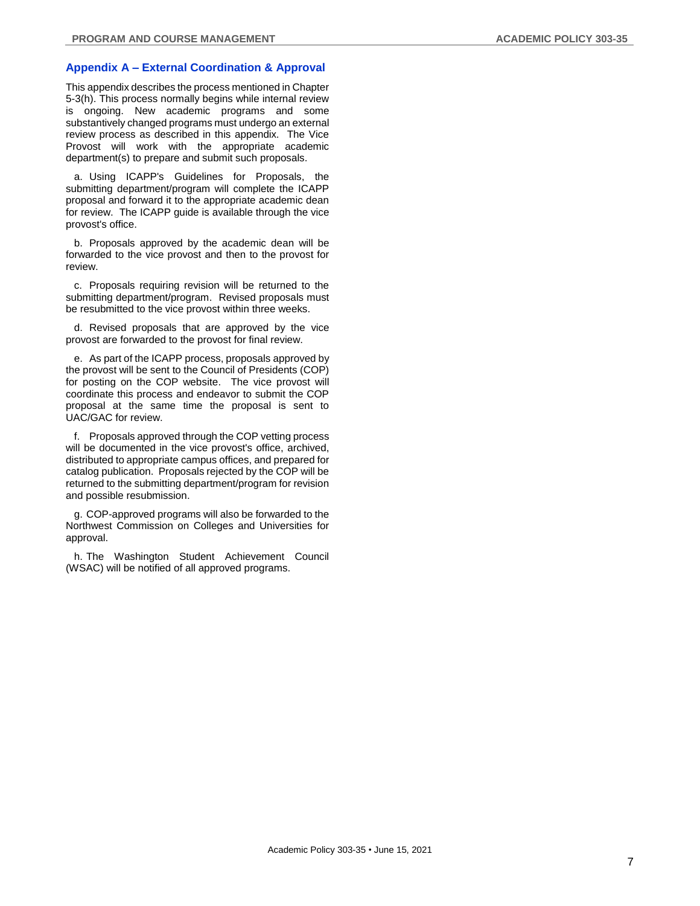## Appendix A – External Coordination & Approval

This appendix describes the process mentioned in Chapter 5-3(h). This process normally begins while internal review is ongoing. New academic programs and some substantively changed programs must undergo an external review process as described in this appendix. The Vice Provost will work with the appropriate academic department(s) to prepare and submit such proposals.

a. Using ICAPP's Guidelines for Proposals, the submitting department/program will complete the ICAPP proposal and forward it to the appropriate academic dean for review. The ICAPP guide is available through the vice provost's office.

b. Proposals approved by the academic dean will be forwarded to the vice provost and then to the provost for review.

c. Proposals requiring revision will be returned to the submitting department/program. Revised proposals must be resubmitted to the vice provost within three weeks.

d. Revised proposals that are approved by the vice provost are forwarded to the provost for final review.

e. As part of the ICAPP process, proposals approved by the provost will be sent to the Council of Presidents (COP) for posting on the COP website. The vice provost will coordinate this process and endeavor to submit the COP proposal at the same time the proposal is sent to UAC/GAC for review.

f. Proposals approved through the COP vetting process will be documented in the vice provost's office, archived, distributed to appropriate campus offices, and prepared for catalog publication. Proposals rejected by the COP will be returned to the submitting department/program for revision and possible resubmission.

g. COP-approved programs will also be forwarded to the Northwest Commission on Colleges and Universities for approval.

h. The Washington Student Achievement Council (WSAC) will be notified of all approved programs.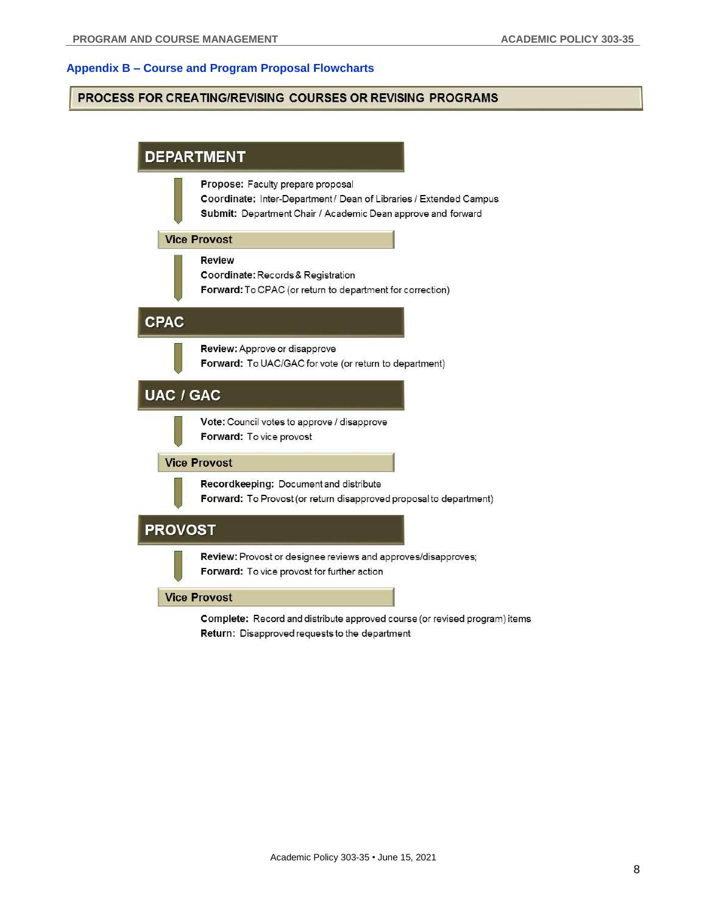## Appendix B – Course and Program Proposal Flowcharts

### PROCESS FOR CREATING/REVISING COURSES OR REVISING PROGRAMS

#### DEPARTMENT

**Propose:** Faculty prepare proposal
**Coordinate:** Inter-Department / Dean of Libraries / Extended Campus
**Submit:** Department Chair / Academic Dean approve and forward

#### Vice Provost

**Review**
**Coordinate:** Records & Registration
**Forward:** To CPAC (or return to department for correction)

#### CPAC

**Review:** Approve or disapprove
**Forward:** To UAC/GAC for vote (or return to department)

#### UAC / GAC

**Vote:** Council votes to approve / disapprove
**Forward:** To vice provost

#### Vice Provost

**Recordkeeping:** Document and distribute
**Forward:** To Provost (or return disapproved proposal to department)

#### PROVOST

**Review:** Provost or designee reviews and approves/disapproves;
**Forward:** To vice provost for further action

#### Vice Provost

**Complete:** Record and distribute approved course (or revised program) items
**Return:** Disapproved requests to the department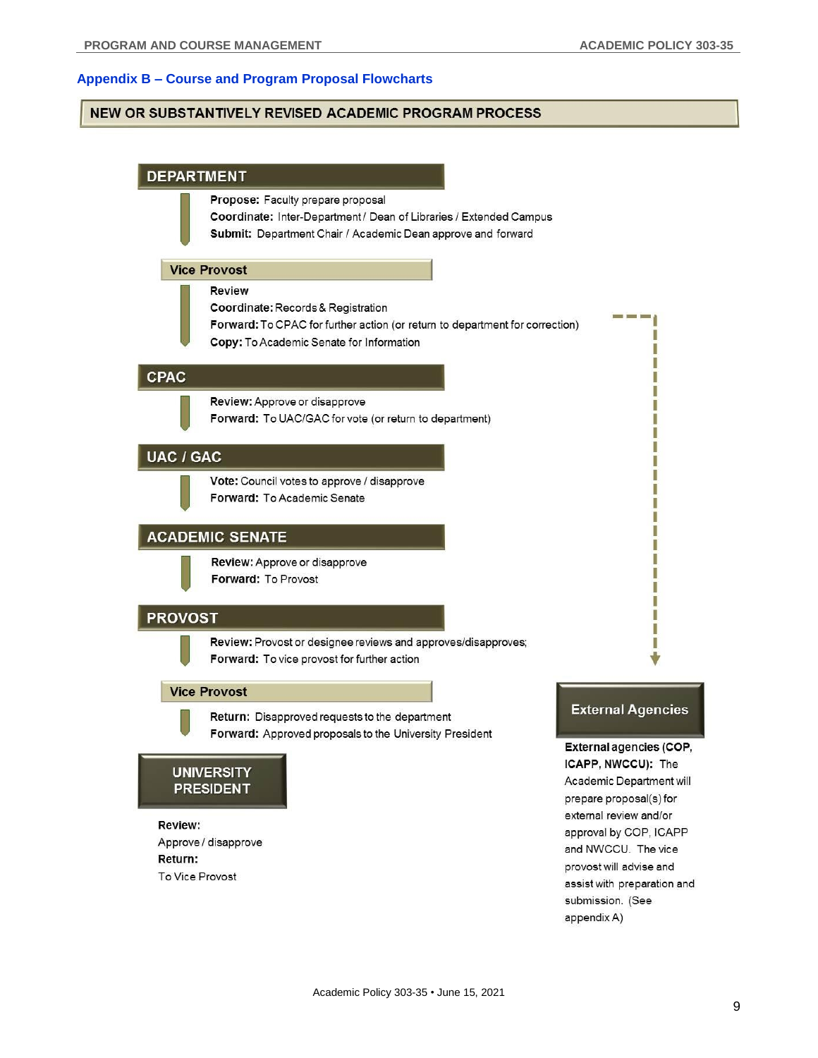## Appendix B – Course and Program Proposal Flowcharts

### NEW OR SUBSTANTIVELY REVISED ACADEMIC PROGRAM PROCESS

**DEPARTMENT**

**Propose:** Faculty prepare proposal
**Coordinate:** Inter-Department / Dean of Libraries / Extended Campus
**Submit:** Department Chair / Academic Dean approve and forward

**Vice Provost**

**Review**
**Coordinate:** Records & Registration
**Forward:** To CPAC for further action (or return to department for correction)
**Copy:** To Academic Senate for Information

**CPAC**

**Review:** Approve or disapprove
**Forward:** To UAC/GAC for vote (or return to department)

**UAC / GAC**

**Vote:** Council votes to approve / disapprove
**Forward:** To Academic Senate

**ACADEMIC SENATE**

**Review:** Approve or disapprove
**Forward:** To Provost

**PROVOST**

**Review:** Provost or designee reviews and approves/disapproves;
**Forward:** To vice provost for further action

**Vice Provost**

**Return:** Disapproved requests to the department
**Forward:** Approved proposals to the University President

**UNIVERSITY PRESIDENT**

**Review:**
Approve / disapprove
**Return:**
To Vice Provost

**External Agencies**

**External agencies (COP, ICAPP, NWCCU):** The Academic Department will prepare proposal(s) for external review and/or approval by COP, ICAPP and NWCCU. The vice provost will advise and assist with preparation and submission. (See appendix A)